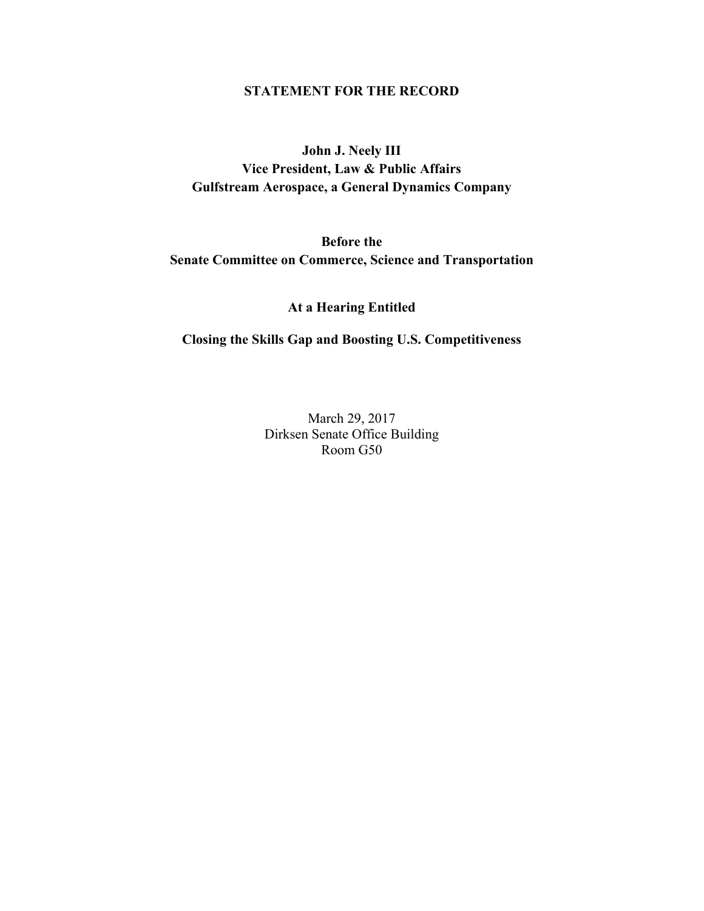**STATEMENT FOR THE RECORD**

**John J. Neely III**
**Vice President, Law & Public Affairs**
**Gulfstream Aerospace, a General Dynamics Company**

**Before the**
**Senate Committee on Commerce, Science and Transportation**

**At a Hearing Entitled**

**Closing the Skills Gap and Boosting U.S. Competitiveness**

March 29, 2017
Dirksen Senate Office Building
Room G50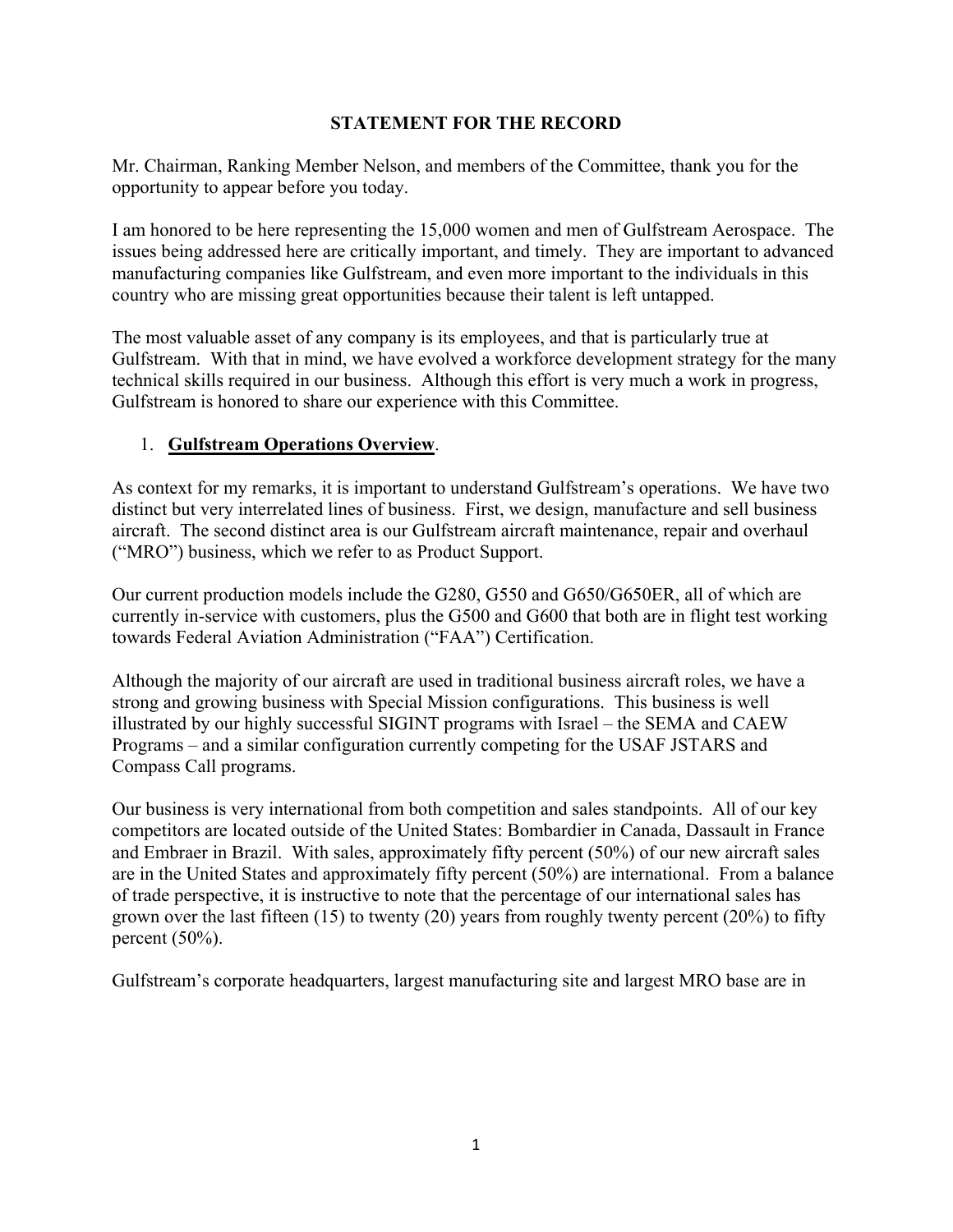## STATEMENT FOR THE RECORD

Mr. Chairman, Ranking Member Nelson, and members of the Committee, thank you for the opportunity to appear before you today.

I am honored to be here representing the 15,000 women and men of Gulfstream Aerospace. The issues being addressed here are critically important, and timely. They are important to advanced manufacturing companies like Gulfstream, and even more important to the individuals in this country who are missing great opportunities because their talent is left untapped.

The most valuable asset of any company is its employees, and that is particularly true at Gulfstream. With that in mind, we have evolved a workforce development strategy for the many technical skills required in our business. Although this effort is very much a work in progress, Gulfstream is honored to share our experience with this Committee.

1. **Gulfstream Operations Overview**.

As context for my remarks, it is important to understand Gulfstream's operations. We have two distinct but very interrelated lines of business. First, we design, manufacture and sell business aircraft. The second distinct area is our Gulfstream aircraft maintenance, repair and overhaul ("MRO") business, which we refer to as Product Support.

Our current production models include the G280, G550 and G650/G650ER, all of which are currently in-service with customers, plus the G500 and G600 that both are in flight test working towards Federal Aviation Administration ("FAA") Certification.

Although the majority of our aircraft are used in traditional business aircraft roles, we have a strong and growing business with Special Mission configurations. This business is well illustrated by our highly successful SIGINT programs with Israel – the SEMA and CAEW Programs – and a similar configuration currently competing for the USAF JSTARS and Compass Call programs.

Our business is very international from both competition and sales standpoints. All of our key competitors are located outside of the United States: Bombardier in Canada, Dassault in France and Embraer in Brazil. With sales, approximately fifty percent (50%) of our new aircraft sales are in the United States and approximately fifty percent (50%) are international. From a balance of trade perspective, it is instructive to note that the percentage of our international sales has grown over the last fifteen (15) to twenty (20) years from roughly twenty percent (20%) to fifty percent (50%).

Gulfstream's corporate headquarters, largest manufacturing site and largest MRO base are in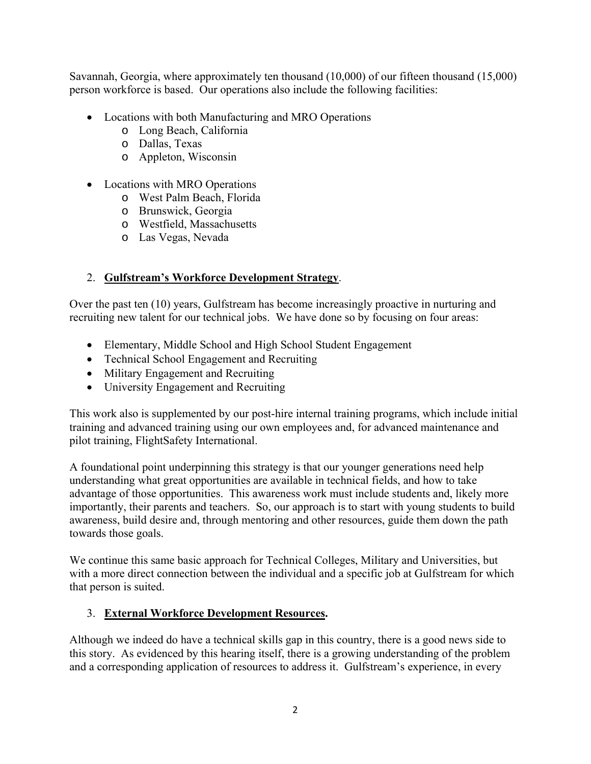Savannah, Georgia, where approximately ten thousand (10,000) of our fifteen thousand (15,000) person workforce is based. Our operations also include the following facilities:

- Locations with both Manufacturing and MRO Operations
  - Long Beach, California
  - Dallas, Texas
  - Appleton, Wisconsin

- Locations with MRO Operations
  - West Palm Beach, Florida
  - Brunswick, Georgia
  - Westfield, Massachusetts
  - Las Vegas, Nevada

2. **Gulfstream's Workforce Development Strategy**.

Over the past ten (10) years, Gulfstream has become increasingly proactive in nurturing and recruiting new talent for our technical jobs. We have done so by focusing on four areas:

- Elementary, Middle School and High School Student Engagement
- Technical School Engagement and Recruiting
- Military Engagement and Recruiting
- University Engagement and Recruiting

This work also is supplemented by our post-hire internal training programs, which include initial training and advanced training using our own employees and, for advanced maintenance and pilot training, FlightSafety International.

A foundational point underpinning this strategy is that our younger generations need help understanding what great opportunities are available in technical fields, and how to take advantage of those opportunities. This awareness work must include students and, likely more importantly, their parents and teachers. So, our approach is to start with young students to build awareness, build desire and, through mentoring and other resources, guide them down the path towards those goals.

We continue this same basic approach for Technical Colleges, Military and Universities, but with a more direct connection between the individual and a specific job at Gulfstream for which that person is suited.

3. **External Workforce Development Resources.**

Although we indeed do have a technical skills gap in this country, there is a good news side to this story. As evidenced by this hearing itself, there is a growing understanding of the problem and a corresponding application of resources to address it. Gulfstream's experience, in every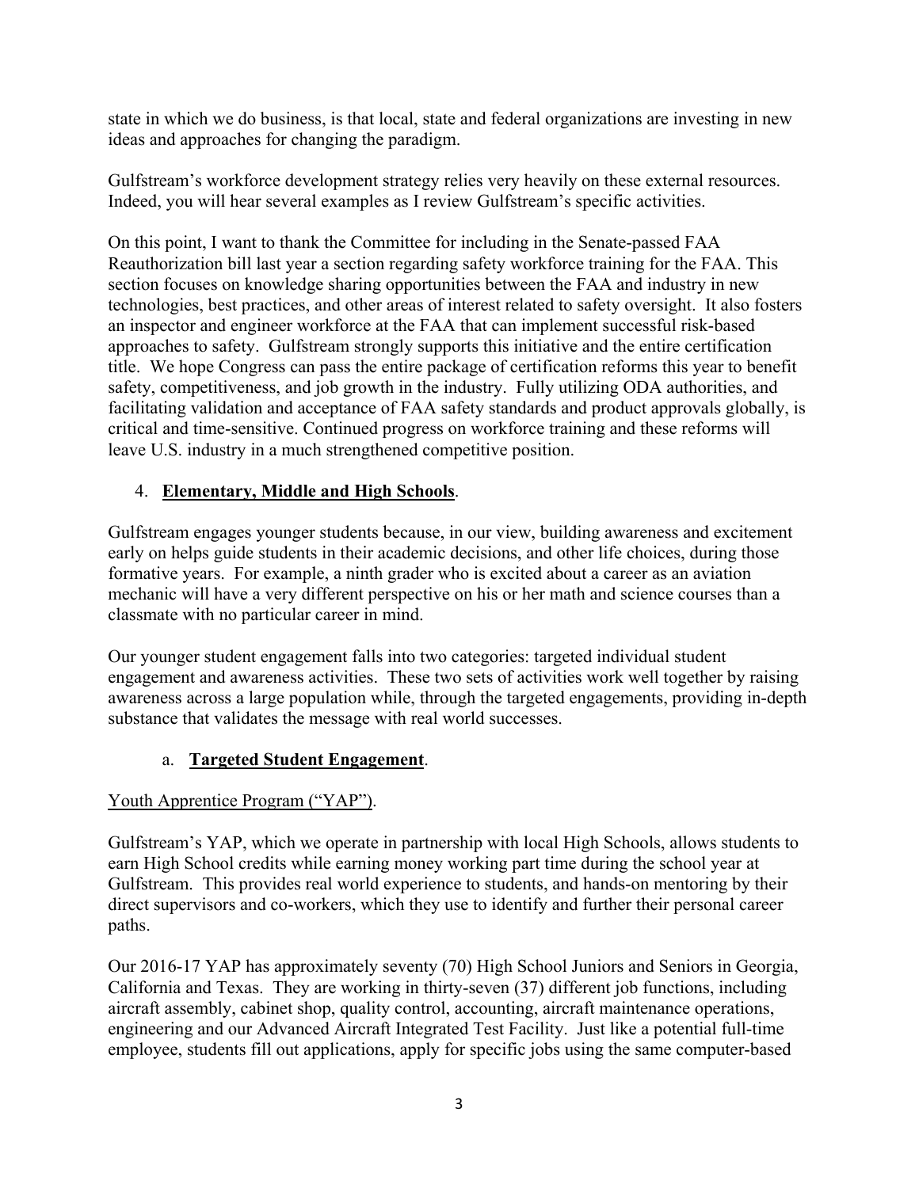state in which we do business, is that local, state and federal organizations are investing in new ideas and approaches for changing the paradigm.

Gulfstream's workforce development strategy relies very heavily on these external resources. Indeed, you will hear several examples as I review Gulfstream's specific activities.

On this point, I want to thank the Committee for including in the Senate-passed FAA Reauthorization bill last year a section regarding safety workforce training for the FAA. This section focuses on knowledge sharing opportunities between the FAA and industry in new technologies, best practices, and other areas of interest related to safety oversight. It also fosters an inspector and engineer workforce at the FAA that can implement successful risk-based approaches to safety. Gulfstream strongly supports this initiative and the entire certification title. We hope Congress can pass the entire package of certification reforms this year to benefit safety, competitiveness, and job growth in the industry. Fully utilizing ODA authorities, and facilitating validation and acceptance of FAA safety standards and product approvals globally, is critical and time-sensitive. Continued progress on workforce training and these reforms will leave U.S. industry in a much strengthened competitive position.

4. **<u>Elementary, Middle and High Schools</u>**.

Gulfstream engages younger students because, in our view, building awareness and excitement early on helps guide students in their academic decisions, and other life choices, during those formative years. For example, a ninth grader who is excited about a career as an aviation mechanic will have a very different perspective on his or her math and science courses than a classmate with no particular career in mind.

Our younger student engagement falls into two categories: targeted individual student engagement and awareness activities. These two sets of activities work well together by raising awareness across a large population while, through the targeted engagements, providing in-depth substance that validates the message with real world successes.

a. **<u>Targeted Student Engagement</u>**.

<u>Youth Apprentice Program ("YAP")</u>.

Gulfstream's YAP, which we operate in partnership with local High Schools, allows students to earn High School credits while earning money working part time during the school year at Gulfstream. This provides real world experience to students, and hands-on mentoring by their direct supervisors and co-workers, which they use to identify and further their personal career paths.

Our 2016-17 YAP has approximately seventy (70) High School Juniors and Seniors in Georgia, California and Texas. They are working in thirty-seven (37) different job functions, including aircraft assembly, cabinet shop, quality control, accounting, aircraft maintenance operations, engineering and our Advanced Aircraft Integrated Test Facility. Just like a potential full-time employee, students fill out applications, apply for specific jobs using the same computer-based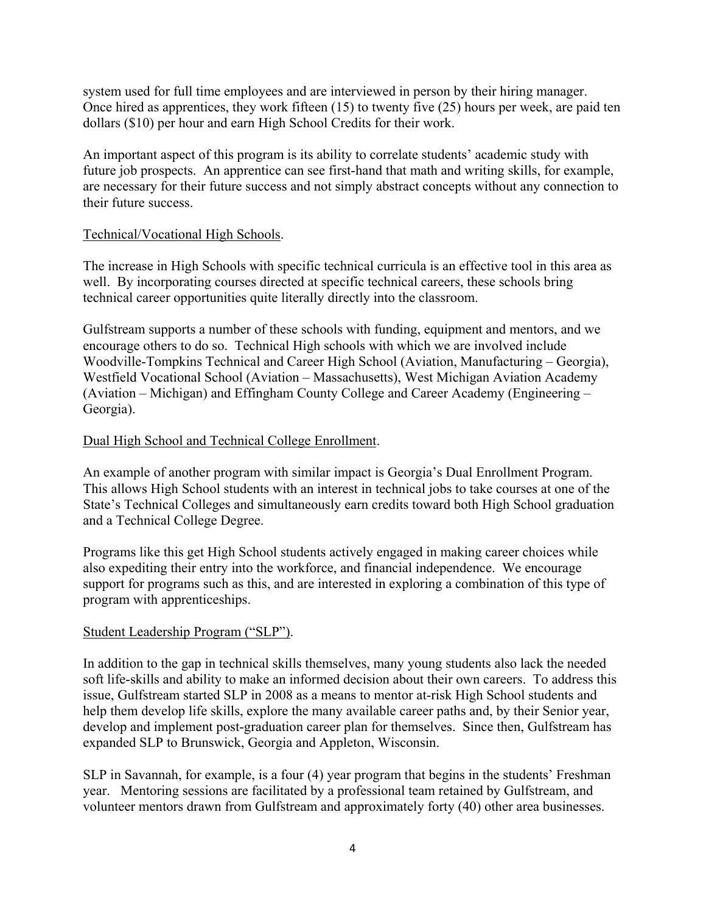system used for full time employees and are interviewed in person by their hiring manager. Once hired as apprentices, they work fifteen (15) to twenty five (25) hours per week, are paid ten dollars ($10) per hour and earn High School Credits for their work.

An important aspect of this program is its ability to correlate students' academic study with future job prospects. An apprentice can see first-hand that math and writing skills, for example, are necessary for their future success and not simply abstract concepts without any connection to their future success.

<u>Technical/Vocational High Schools</u>.

The increase in High Schools with specific technical curricula is an effective tool in this area as well. By incorporating courses directed at specific technical careers, these schools bring technical career opportunities quite literally directly into the classroom.

Gulfstream supports a number of these schools with funding, equipment and mentors, and we encourage others to do so. Technical High schools with which we are involved include Woodville-Tompkins Technical and Career High School (Aviation, Manufacturing – Georgia), Westfield Vocational School (Aviation – Massachusetts), West Michigan Aviation Academy (Aviation – Michigan) and Effingham County College and Career Academy (Engineering – Georgia).

<u>Dual High School and Technical College Enrollment</u>.

An example of another program with similar impact is Georgia's Dual Enrollment Program. This allows High School students with an interest in technical jobs to take courses at one of the State's Technical Colleges and simultaneously earn credits toward both High School graduation and a Technical College Degree.

Programs like this get High School students actively engaged in making career choices while also expediting their entry into the workforce, and financial independence. We encourage support for programs such as this, and are interested in exploring a combination of this type of program with apprenticeships.

<u>Student Leadership Program ("SLP")</u>.

In addition to the gap in technical skills themselves, many young students also lack the needed soft life-skills and ability to make an informed decision about their own careers. To address this issue, Gulfstream started SLP in 2008 as a means to mentor at-risk High School students and help them develop life skills, explore the many available career paths and, by their Senior year, develop and implement post-graduation career plan for themselves. Since then, Gulfstream has expanded SLP to Brunswick, Georgia and Appleton, Wisconsin.

SLP in Savannah, for example, is a four (4) year program that begins in the students' Freshman year. Mentoring sessions are facilitated by a professional team retained by Gulfstream, and volunteer mentors drawn from Gulfstream and approximately forty (40) other area businesses.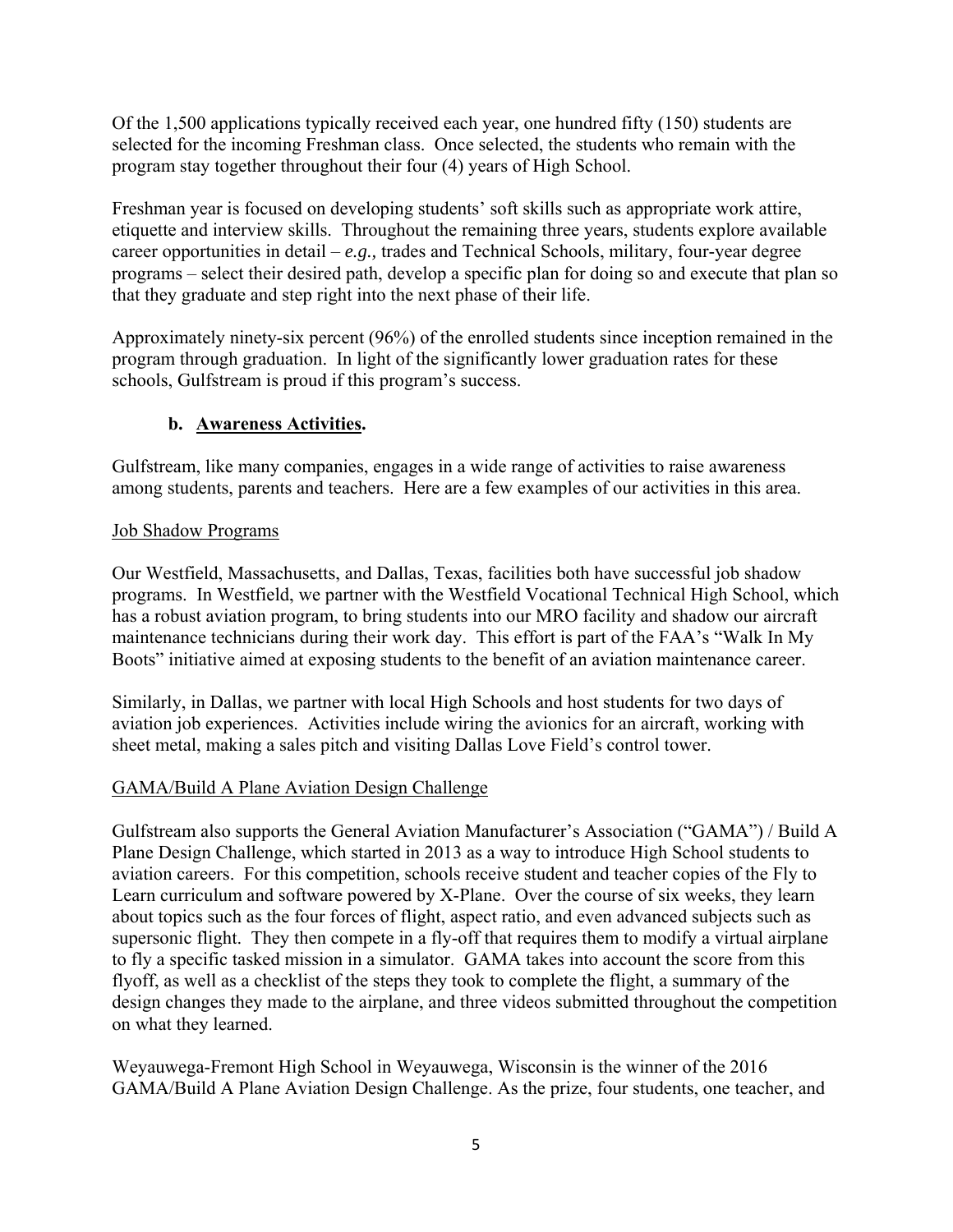Of the 1,500 applications typically received each year, one hundred fifty (150) students are selected for the incoming Freshman class. Once selected, the students who remain with the program stay together throughout their four (4) years of High School.

Freshman year is focused on developing students' soft skills such as appropriate work attire, etiquette and interview skills. Throughout the remaining three years, students explore available career opportunities in detail – *e.g.,* trades and Technical Schools, military, four-year degree programs – select their desired path, develop a specific plan for doing so and execute that plan so that they graduate and step right into the next phase of their life.

Approximately ninety-six percent (96%) of the enrolled students since inception remained in the program through graduation. In light of the significantly lower graduation rates for these schools, Gulfstream is proud if this program's success.

### b. Awareness Activities.

Gulfstream, like many companies, engages in a wide range of activities to raise awareness among students, parents and teachers. Here are a few examples of our activities in this area.

Job Shadow Programs

Our Westfield, Massachusetts, and Dallas, Texas, facilities both have successful job shadow programs. In Westfield, we partner with the Westfield Vocational Technical High School, which has a robust aviation program, to bring students into our MRO facility and shadow our aircraft maintenance technicians during their work day. This effort is part of the FAA's "Walk In My Boots" initiative aimed at exposing students to the benefit of an aviation maintenance career.

Similarly, in Dallas, we partner with local High Schools and host students for two days of aviation job experiences. Activities include wiring the avionics for an aircraft, working with sheet metal, making a sales pitch and visiting Dallas Love Field's control tower.

GAMA/Build A Plane Aviation Design Challenge

Gulfstream also supports the General Aviation Manufacturer's Association ("GAMA") / Build A Plane Design Challenge, which started in 2013 as a way to introduce High School students to aviation careers. For this competition, schools receive student and teacher copies of the Fly to Learn curriculum and software powered by X-Plane. Over the course of six weeks, they learn about topics such as the four forces of flight, aspect ratio, and even advanced subjects such as supersonic flight. They then compete in a fly-off that requires them to modify a virtual airplane to fly a specific tasked mission in a simulator. GAMA takes into account the score from this flyoff, as well as a checklist of the steps they took to complete the flight, a summary of the design changes they made to the airplane, and three videos submitted throughout the competition on what they learned.

Weyauwega-Fremont High School in Weyauwega, Wisconsin is the winner of the 2016 GAMA/Build A Plane Aviation Design Challenge. As the prize, four students, one teacher, and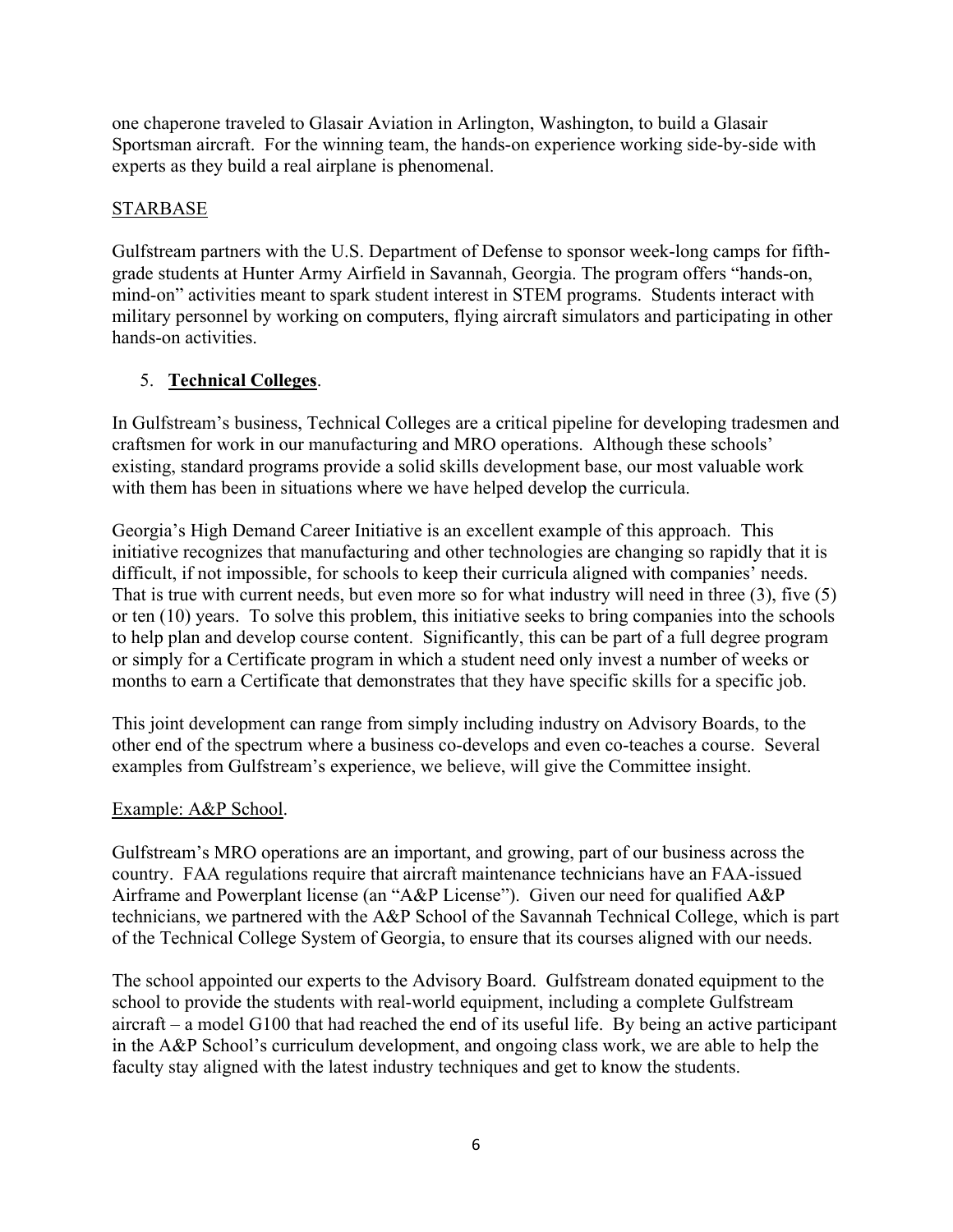one chaperone traveled to Glasair Aviation in Arlington, Washington, to build a Glasair Sportsman aircraft. For the winning team, the hands-on experience working side-by-side with experts as they build a real airplane is phenomenal.

<u>STARBASE</u>

Gulfstream partners with the U.S. Department of Defense to sponsor week-long camps for fifth-grade students at Hunter Army Airfield in Savannah, Georgia. The program offers "hands-on, mind-on" activities meant to spark student interest in STEM programs. Students interact with military personnel by working on computers, flying aircraft simulators and participating in other hands-on activities.

5. **<u>Technical Colleges</u>**.

In Gulfstream's business, Technical Colleges are a critical pipeline for developing tradesmen and craftsmen for work in our manufacturing and MRO operations. Although these schools' existing, standard programs provide a solid skills development base, our most valuable work with them has been in situations where we have helped develop the curricula.

Georgia's High Demand Career Initiative is an excellent example of this approach. This initiative recognizes that manufacturing and other technologies are changing so rapidly that it is difficult, if not impossible, for schools to keep their curricula aligned with companies' needs. That is true with current needs, but even more so for what industry will need in three (3), five (5) or ten (10) years. To solve this problem, this initiative seeks to bring companies into the schools to help plan and develop course content. Significantly, this can be part of a full degree program or simply for a Certificate program in which a student need only invest a number of weeks or months to earn a Certificate that demonstrates that they have specific skills for a specific job.

This joint development can range from simply including industry on Advisory Boards, to the other end of the spectrum where a business co-develops and even co-teaches a course. Several examples from Gulfstream's experience, we believe, will give the Committee insight.

<u>Example: A&P School</u>.

Gulfstream's MRO operations are an important, and growing, part of our business across the country. FAA regulations require that aircraft maintenance technicians have an FAA-issued Airframe and Powerplant license (an "A&P License"). Given our need for qualified A&P technicians, we partnered with the A&P School of the Savannah Technical College, which is part of the Technical College System of Georgia, to ensure that its courses aligned with our needs.

The school appointed our experts to the Advisory Board. Gulfstream donated equipment to the school to provide the students with real-world equipment, including a complete Gulfstream aircraft – a model G100 that had reached the end of its useful life. By being an active participant in the A&P School's curriculum development, and ongoing class work, we are able to help the faculty stay aligned with the latest industry techniques and get to know the students.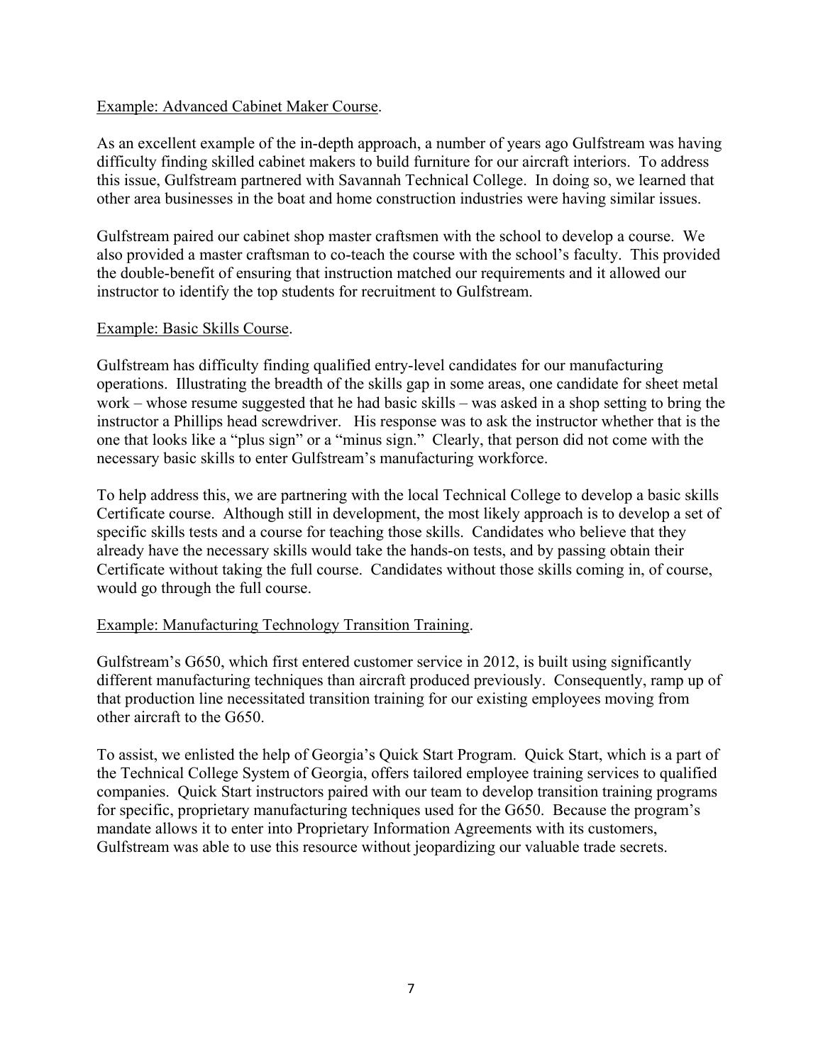<u>Example: Advanced Cabinet Maker Course</u>.

As an excellent example of the in-depth approach, a number of years ago Gulfstream was having difficulty finding skilled cabinet makers to build furniture for our aircraft interiors. To address this issue, Gulfstream partnered with Savannah Technical College. In doing so, we learned that other area businesses in the boat and home construction industries were having similar issues.

Gulfstream paired our cabinet shop master craftsmen with the school to develop a course. We also provided a master craftsman to co-teach the course with the school's faculty. This provided the double-benefit of ensuring that instruction matched our requirements and it allowed our instructor to identify the top students for recruitment to Gulfstream.

<u>Example: Basic Skills Course</u>.

Gulfstream has difficulty finding qualified entry-level candidates for our manufacturing operations. Illustrating the breadth of the skills gap in some areas, one candidate for sheet metal work – whose resume suggested that he had basic skills – was asked in a shop setting to bring the instructor a Phillips head screwdriver. His response was to ask the instructor whether that is the one that looks like a "plus sign" or a "minus sign." Clearly, that person did not come with the necessary basic skills to enter Gulfstream's manufacturing workforce.

To help address this, we are partnering with the local Technical College to develop a basic skills Certificate course. Although still in development, the most likely approach is to develop a set of specific skills tests and a course for teaching those skills. Candidates who believe that they already have the necessary skills would take the hands-on tests, and by passing obtain their Certificate without taking the full course. Candidates without those skills coming in, of course, would go through the full course.

<u>Example: Manufacturing Technology Transition Training</u>.

Gulfstream's G650, which first entered customer service in 2012, is built using significantly different manufacturing techniques than aircraft produced previously. Consequently, ramp up of that production line necessitated transition training for our existing employees moving from other aircraft to the G650.

To assist, we enlisted the help of Georgia's Quick Start Program. Quick Start, which is a part of the Technical College System of Georgia, offers tailored employee training services to qualified companies. Quick Start instructors paired with our team to develop transition training programs for specific, proprietary manufacturing techniques used for the G650. Because the program's mandate allows it to enter into Proprietary Information Agreements with its customers, Gulfstream was able to use this resource without jeopardizing our valuable trade secrets.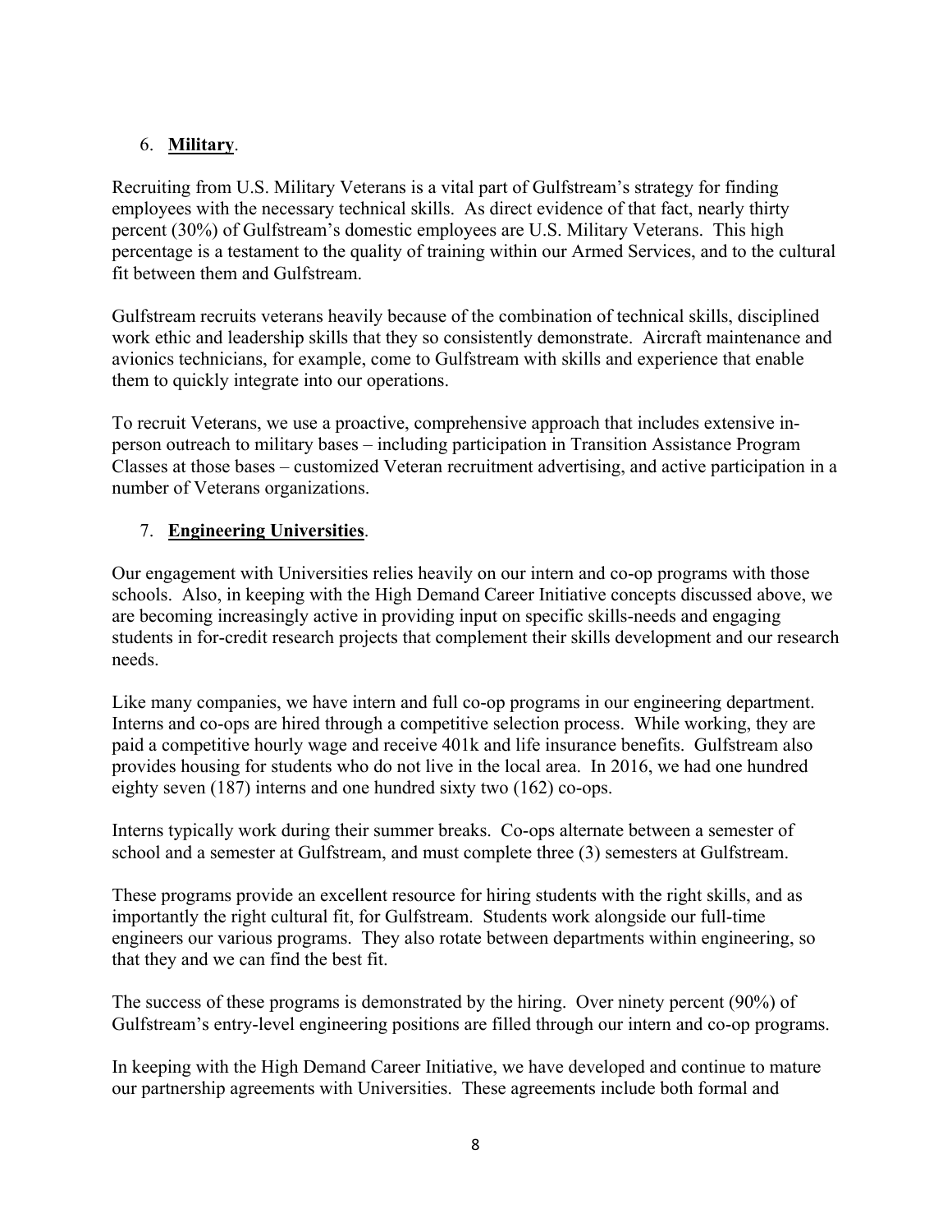6. **Military**.

Recruiting from U.S. Military Veterans is a vital part of Gulfstream's strategy for finding employees with the necessary technical skills. As direct evidence of that fact, nearly thirty percent (30%) of Gulfstream's domestic employees are U.S. Military Veterans. This high percentage is a testament to the quality of training within our Armed Services, and to the cultural fit between them and Gulfstream.

Gulfstream recruits veterans heavily because of the combination of technical skills, disciplined work ethic and leadership skills that they so consistently demonstrate. Aircraft maintenance and avionics technicians, for example, come to Gulfstream with skills and experience that enable them to quickly integrate into our operations.

To recruit Veterans, we use a proactive, comprehensive approach that includes extensive in-person outreach to military bases – including participation in Transition Assistance Program Classes at those bases – customized Veteran recruitment advertising, and active participation in a number of Veterans organizations.

7. **Engineering Universities**.

Our engagement with Universities relies heavily on our intern and co-op programs with those schools. Also, in keeping with the High Demand Career Initiative concepts discussed above, we are becoming increasingly active in providing input on specific skills-needs and engaging students in for-credit research projects that complement their skills development and our research needs.

Like many companies, we have intern and full co-op programs in our engineering department. Interns and co-ops are hired through a competitive selection process. While working, they are paid a competitive hourly wage and receive 401k and life insurance benefits. Gulfstream also provides housing for students who do not live in the local area. In 2016, we had one hundred eighty seven (187) interns and one hundred sixty two (162) co-ops.

Interns typically work during their summer breaks. Co-ops alternate between a semester of school and a semester at Gulfstream, and must complete three (3) semesters at Gulfstream.

These programs provide an excellent resource for hiring students with the right skills, and as importantly the right cultural fit, for Gulfstream. Students work alongside our full-time engineers our various programs. They also rotate between departments within engineering, so that they and we can find the best fit.

The success of these programs is demonstrated by the hiring. Over ninety percent (90%) of Gulfstream's entry-level engineering positions are filled through our intern and co-op programs.

In keeping with the High Demand Career Initiative, we have developed and continue to mature our partnership agreements with Universities. These agreements include both formal and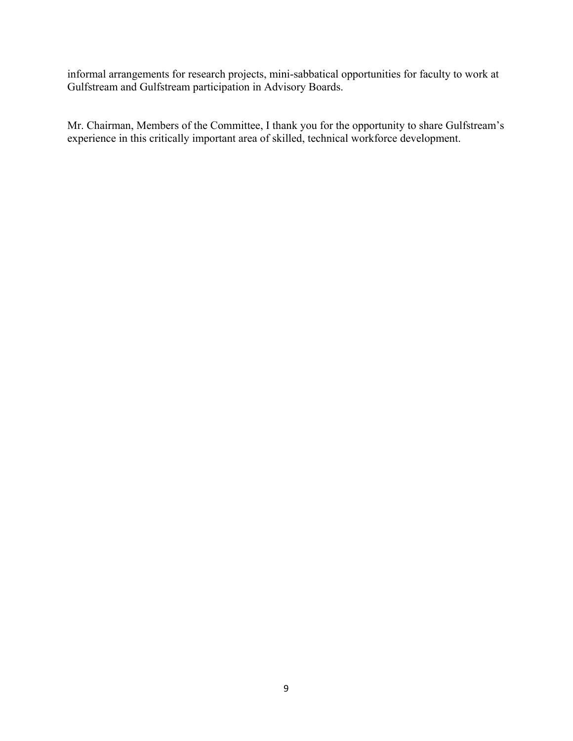informal arrangements for research projects, mini-sabbatical opportunities for faculty to work at Gulfstream and Gulfstream participation in Advisory Boards.

Mr. Chairman, Members of the Committee, I thank you for the opportunity to share Gulfstream's experience in this critically important area of skilled, technical workforce development.